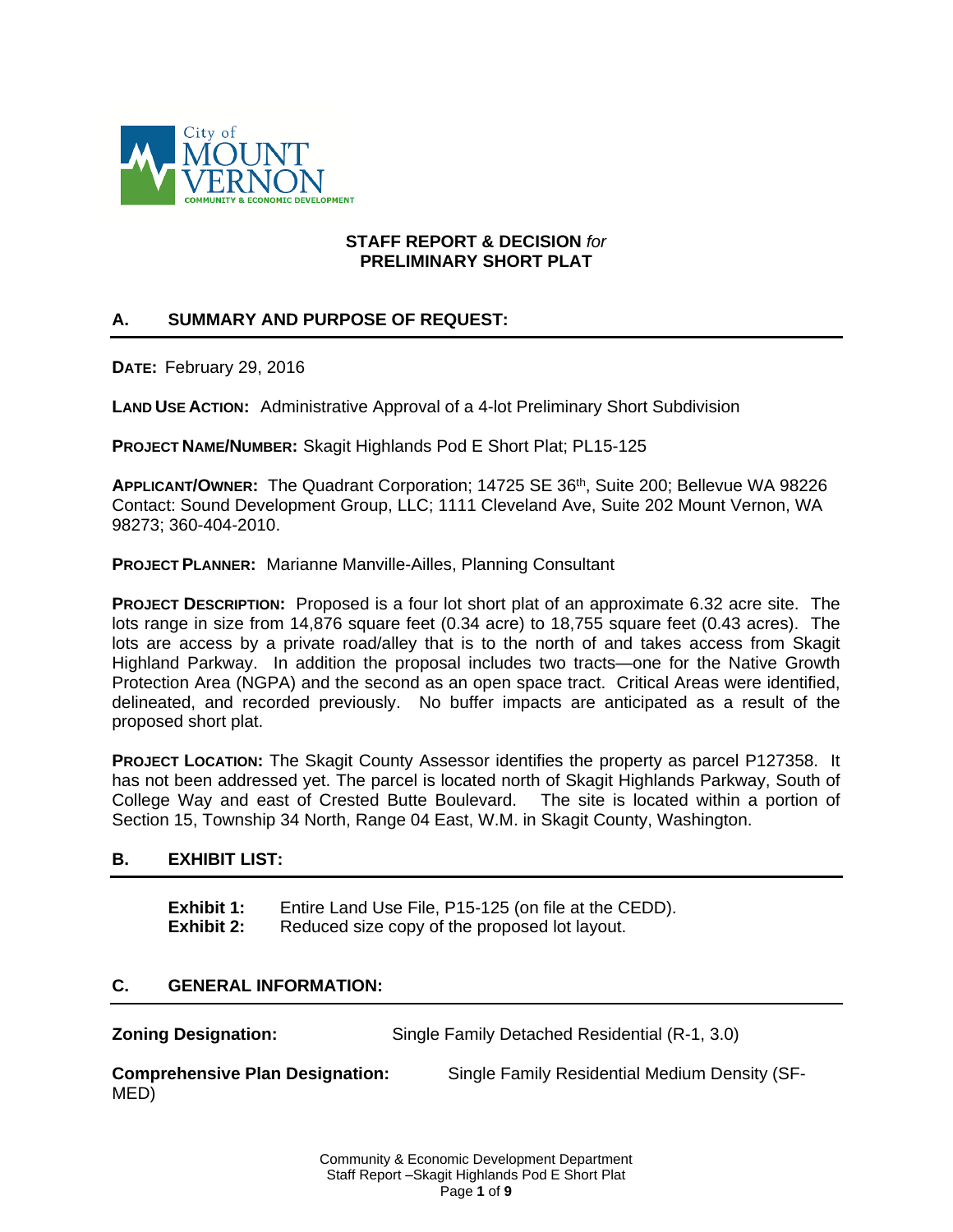City of MOUNT VERNON
COMMUNITY & ECONOMIC DEVELOPMENT

**STAFF REPORT & DECISION** *for*
**PRELIMINARY SHORT PLAT**

## A. SUMMARY AND PURPOSE OF REQUEST:

**DATE:** February 29, 2016

**LAND USE ACTION:** Administrative Approval of a 4-lot Preliminary Short Subdivision

**PROJECT NAME/NUMBER:** Skagit Highlands Pod E Short Plat; PL15-125

**APPLICANT/OWNER:** The Quadrant Corporation; 14725 SE 36th, Suite 200; Bellevue WA 98226
Contact: Sound Development Group, LLC; 1111 Cleveland Ave, Suite 202 Mount Vernon, WA 98273; 360-404-2010.

**PROJECT PLANNER:** Marianne Manville-Ailles, Planning Consultant

**PROJECT DESCRIPTION:** Proposed is a four lot short plat of an approximate 6.32 acre site. The lots range in size from 14,876 square feet (0.34 acre) to 18,755 square feet (0.43 acres). The lots are access by a private road/alley that is to the north of and takes access from Skagit Highland Parkway. In addition the proposal includes two tracts—one for the Native Growth Protection Area (NGPA) and the second as an open space tract. Critical Areas were identified, delineated, and recorded previously. No buffer impacts are anticipated as a result of the proposed short plat.

**PROJECT LOCATION:** The Skagit County Assessor identifies the property as parcel P127358. It has not been addressed yet. The parcel is located north of Skagit Highlands Parkway, South of College Way and east of Crested Butte Boulevard. The site is located within a portion of Section 15, Township 34 North, Range 04 East, W.M. in Skagit County, Washington.

## B. EXHIBIT LIST:

**Exhibit 1:** Entire Land Use File, P15-125 (on file at the CEDD).
**Exhibit 2:** Reduced size copy of the proposed lot layout.

## C. GENERAL INFORMATION:

**Zoning Designation:** Single Family Detached Residential (R-1, 3.0)

**Comprehensive Plan Designation:** Single Family Residential Medium Density (SF-MED)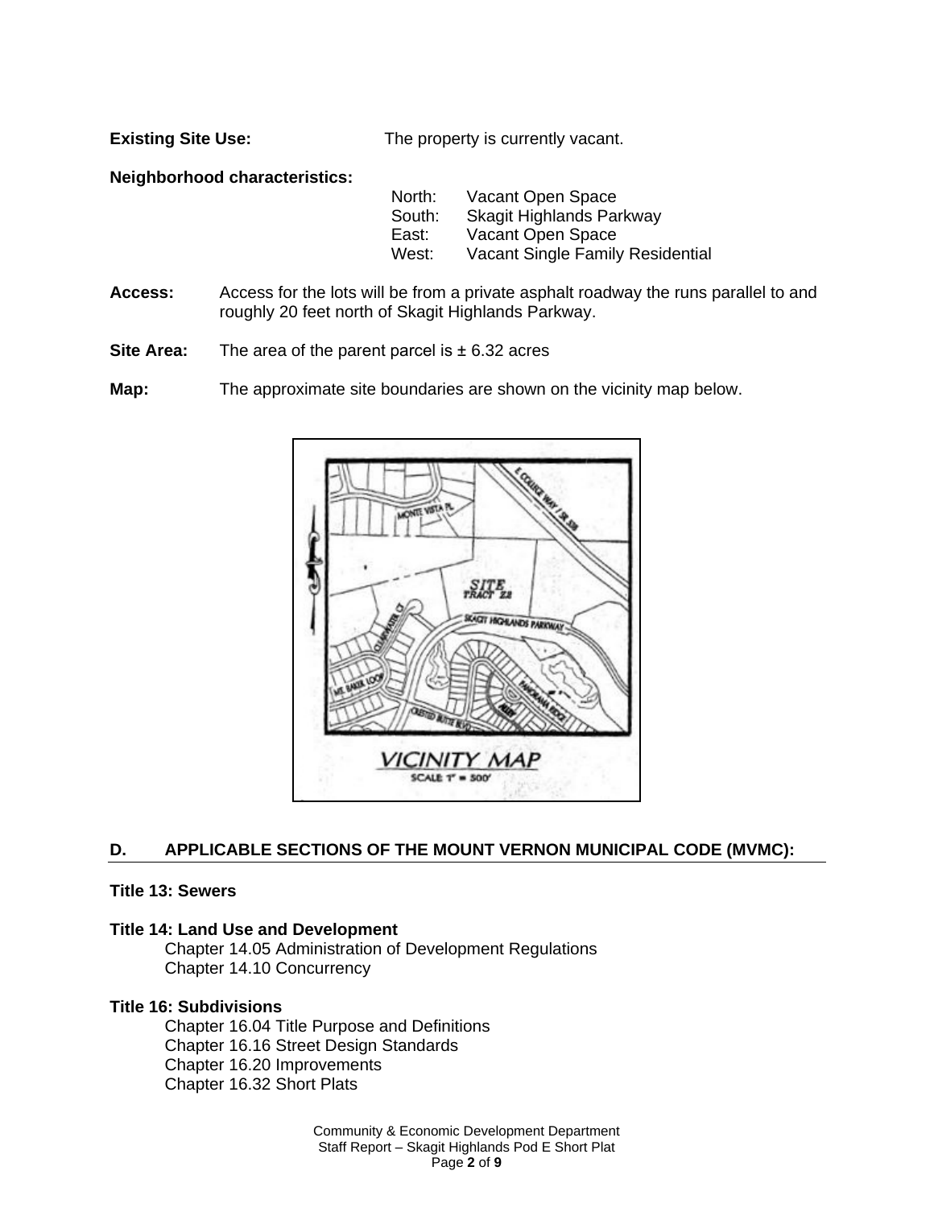**Existing Site Use:** The property is currently vacant.

**Neighborhood characteristics:**

North: Vacant Open Space
South: Skagit Highlands Parkway
East: Vacant Open Space
West: Vacant Single Family Residential

**Access:** Access for the lots will be from a private asphalt roadway the runs parallel to and roughly 20 feet north of Skagit Highlands Parkway.

**Site Area:** The area of the parent parcel is ± 6.32 acres

**Map:** The approximate site boundaries are shown on the vicinity map below.

VICINITY MAP
SCALE 1" = 500'

## D. APPLICABLE SECTIONS OF THE MOUNT VERNON MUNICIPAL CODE (MVMC):

**Title 13: Sewers**

**Title 14: Land Use and Development**
- Chapter 14.05 Administration of Development Regulations
- Chapter 14.10 Concurrency

**Title 16: Subdivisions**
- Chapter 16.04 Title Purpose and Definitions
- Chapter 16.16 Street Design Standards
- Chapter 16.20 Improvements
- Chapter 16.32 Short Plats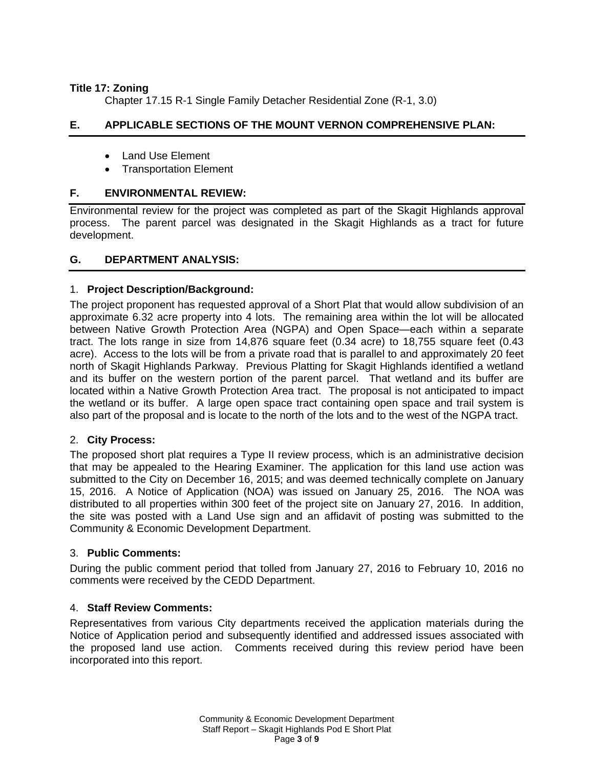**Title 17: Zoning**

Chapter 17.15 R-1 Single Family Detacher Residential Zone (R-1, 3.0)

## E. APPLICABLE SECTIONS OF THE MOUNT VERNON COMPREHENSIVE PLAN:

- Land Use Element
- Transportation Element

## F. ENVIRONMENTAL REVIEW:

Environmental review for the project was completed as part of the Skagit Highlands approval process. The parent parcel was designated in the Skagit Highlands as a tract for future development.

## G. DEPARTMENT ANALYSIS:

### 1. Project Description/Background:

The project proponent has requested approval of a Short Plat that would allow subdivision of an approximate 6.32 acre property into 4 lots. The remaining area within the lot will be allocated between Native Growth Protection Area (NGPA) and Open Space—each within a separate tract. The lots range in size from 14,876 square feet (0.34 acre) to 18,755 square feet (0.43 acre). Access to the lots will be from a private road that is parallel to and approximately 20 feet north of Skagit Highlands Parkway. Previous Platting for Skagit Highlands identified a wetland and its buffer on the western portion of the parent parcel. That wetland and its buffer are located within a Native Growth Protection Area tract. The proposal is not anticipated to impact the wetland or its buffer. A large open space tract containing open space and trail system is also part of the proposal and is locate to the north of the lots and to the west of the NGPA tract.

### 2. City Process:

The proposed short plat requires a Type II review process, which is an administrative decision that may be appealed to the Hearing Examiner. The application for this land use action was submitted to the City on December 16, 2015; and was deemed technically complete on January 15, 2016. A Notice of Application (NOA) was issued on January 25, 2016. The NOA was distributed to all properties within 300 feet of the project site on January 27, 2016. In addition, the site was posted with a Land Use sign and an affidavit of posting was submitted to the Community & Economic Development Department.

### 3. Public Comments:

During the public comment period that tolled from January 27, 2016 to February 10, 2016 no comments were received by the CEDD Department.

### 4. Staff Review Comments:

Representatives from various City departments received the application materials during the Notice of Application period and subsequently identified and addressed issues associated with the proposed land use action. Comments received during this review period have been incorporated into this report.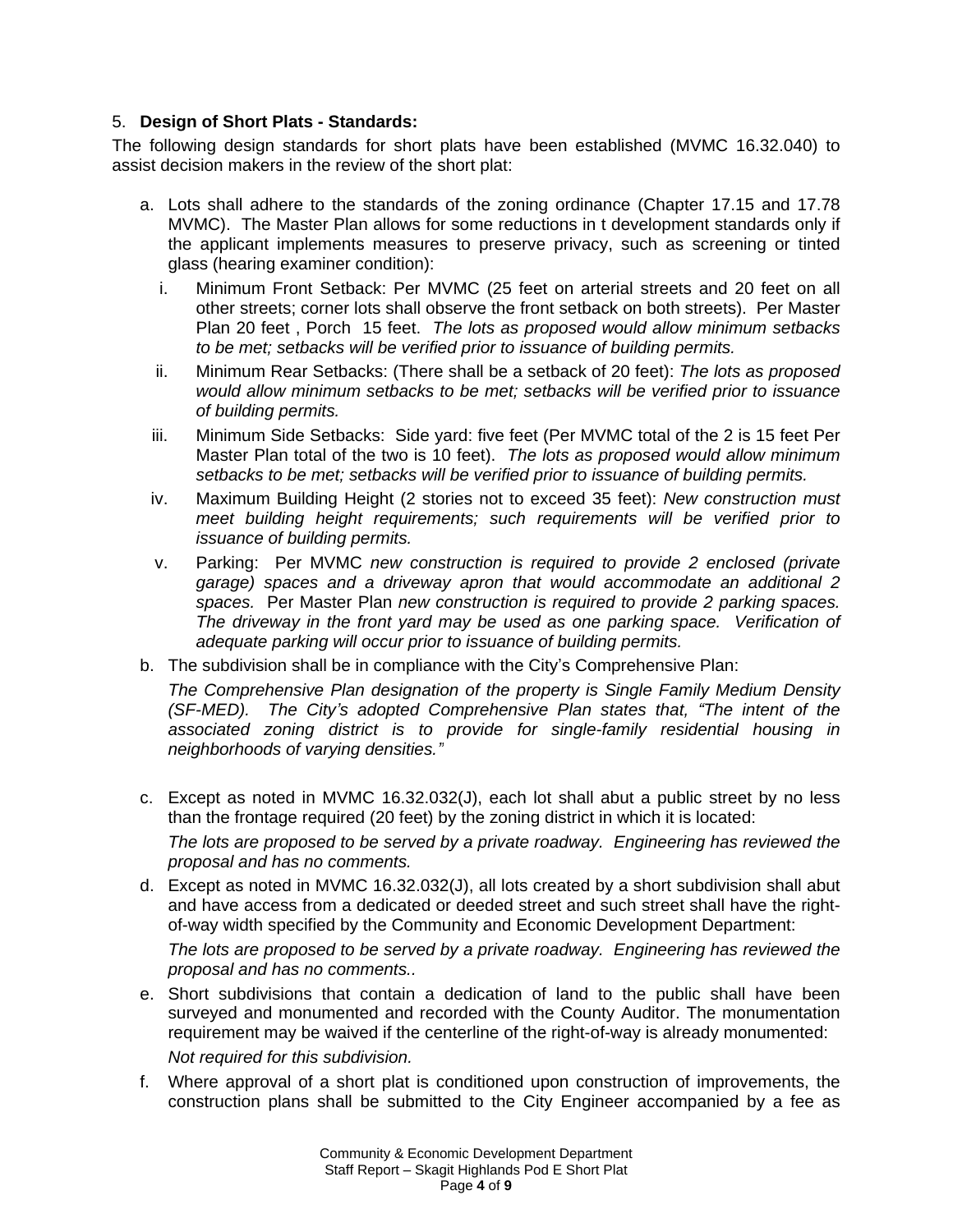5. **Design of Short Plats - Standards:**

The following design standards for short plats have been established (MVMC 16.32.040) to assist decision makers in the review of the short plat:

a. Lots shall adhere to the standards of the zoning ordinance (Chapter 17.15 and 17.78 MVMC). The Master Plan allows for some reductions in t development standards only if the applicant implements measures to preserve privacy, such as screening or tinted glass (hearing examiner condition):

   i. Minimum Front Setback: Per MVMC (25 feet on arterial streets and 20 feet on all other streets; corner lots shall observe the front setback on both streets). Per Master Plan 20 feet , Porch 15 feet. *The lots as proposed would allow minimum setbacks to be met; setbacks will be verified prior to issuance of building permits.*

   ii. Minimum Rear Setbacks: (There shall be a setback of 20 feet): *The lots as proposed would allow minimum setbacks to be met; setbacks will be verified prior to issuance of building permits.*

   iii. Minimum Side Setbacks: Side yard: five feet (Per MVMC total of the 2 is 15 feet Per Master Plan total of the two is 10 feet). *The lots as proposed would allow minimum setbacks to be met; setbacks will be verified prior to issuance of building permits.*

   iv. Maximum Building Height (2 stories not to exceed 35 feet): *New construction must meet building height requirements; such requirements will be verified prior to issuance of building permits.*

   v. Parking: Per MVMC *new construction is required to provide 2 enclosed (private garage) spaces and a driveway apron that would accommodate an additional 2 spaces.* Per Master Plan *new construction is required to provide 2 parking spaces. The driveway in the front yard may be used as one parking space. Verification of adequate parking will occur prior to issuance of building permits.*

b. The subdivision shall be in compliance with the City's Comprehensive Plan:

   *The Comprehensive Plan designation of the property is Single Family Medium Density (SF-MED). The City's adopted Comprehensive Plan states that, "The intent of the associated zoning district is to provide for single-family residential housing in neighborhoods of varying densities."*

c. Except as noted in MVMC 16.32.032(J), each lot shall abut a public street by no less than the frontage required (20 feet) by the zoning district in which it is located:

   *The lots are proposed to be served by a private roadway. Engineering has reviewed the proposal and has no comments.*

d. Except as noted in MVMC 16.32.032(J), all lots created by a short subdivision shall abut and have access from a dedicated or deeded street and such street shall have the right-of-way width specified by the Community and Economic Development Department:

   *The lots are proposed to be served by a private roadway. Engineering has reviewed the proposal and has no comments..*

e. Short subdivisions that contain a dedication of land to the public shall have been surveyed and monumented and recorded with the County Auditor. The monumentation requirement may be waived if the centerline of the right-of-way is already monumented:

   *Not required for this subdivision.*

f. Where approval of a short plat is conditioned upon construction of improvements, the construction plans shall be submitted to the City Engineer accompanied by a fee as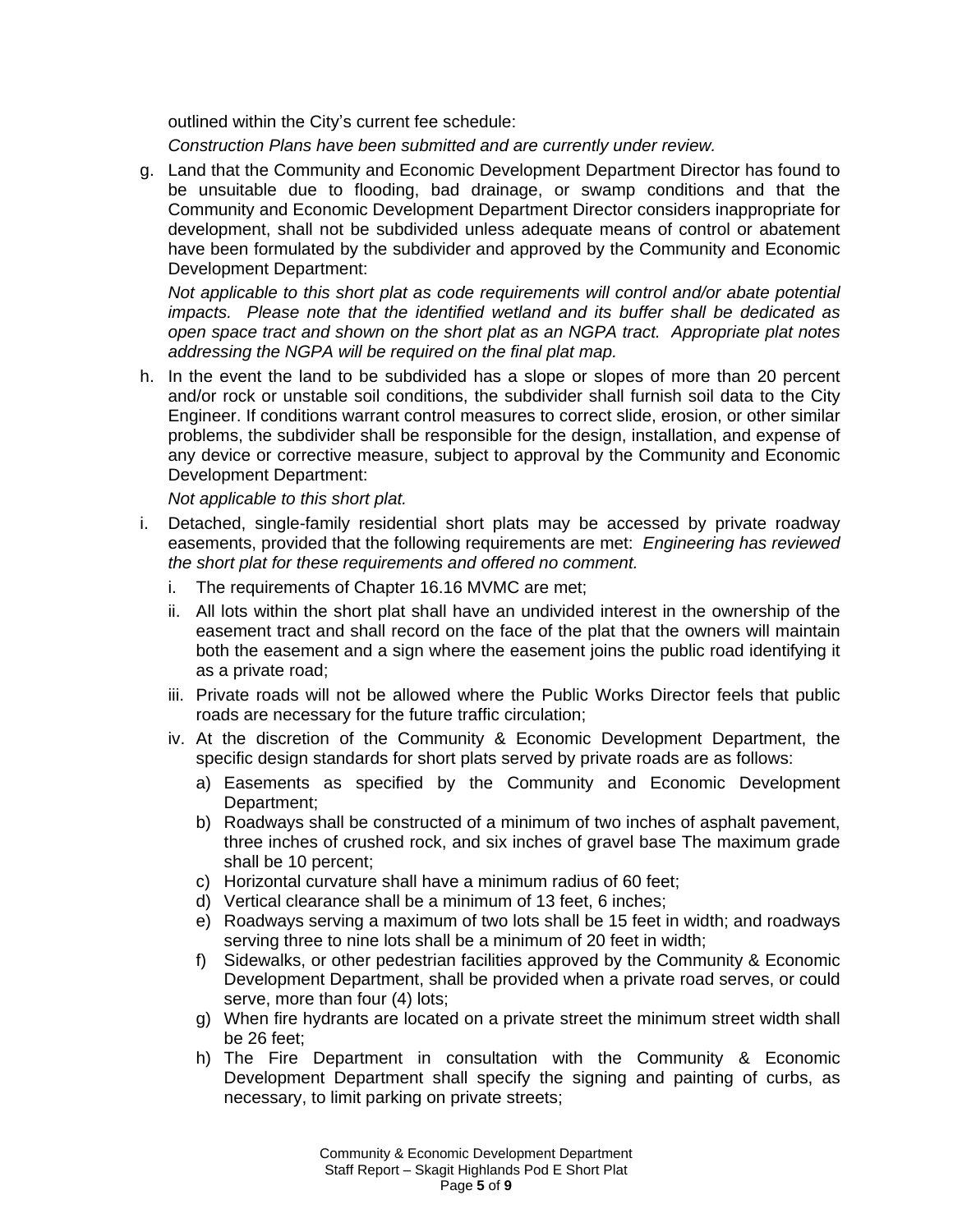outlined within the City's current fee schedule:

*Construction Plans have been submitted and are currently under review.*

g. Land that the Community and Economic Development Department Director has found to be unsuitable due to flooding, bad drainage, or swamp conditions and that the Community and Economic Development Department Director considers inappropriate for development, shall not be subdivided unless adequate means of control or abatement have been formulated by the subdivider and approved by the Community and Economic Development Department:

   *Not applicable to this short plat as code requirements will control and/or abate potential impacts. Please note that the identified wetland and its buffer shall be dedicated as open space tract and shown on the short plat as an NGPA tract. Appropriate plat notes addressing the NGPA will be required on the final plat map.*

h. In the event the land to be subdivided has a slope or slopes of more than 20 percent and/or rock or unstable soil conditions, the subdivider shall furnish soil data to the City Engineer. If conditions warrant control measures to correct slide, erosion, or other similar problems, the subdivider shall be responsible for the design, installation, and expense of any device or corrective measure, subject to approval by the Community and Economic Development Department:

   *Not applicable to this short plat.*

i. Detached, single-family residential short plats may be accessed by private roadway easements, provided that the following requirements are met: *Engineering has reviewed the short plat for these requirements and offered no comment.*

   i. The requirements of Chapter 16.16 MVMC are met;
   ii. All lots within the short plat shall have an undivided interest in the ownership of the easement tract and shall record on the face of the plat that the owners will maintain both the easement and a sign where the easement joins the public road identifying it as a private road;
   iii. Private roads will not be allowed where the Public Works Director feels that public roads are necessary for the future traffic circulation;
   iv. At the discretion of the Community & Economic Development Department, the specific design standards for short plats served by private roads are as follows:
      a) Easements as specified by the Community and Economic Development Department;
      b) Roadways shall be constructed of a minimum of two inches of asphalt pavement, three inches of crushed rock, and six inches of gravel base The maximum grade shall be 10 percent;
      c) Horizontal curvature shall have a minimum radius of 60 feet;
      d) Vertical clearance shall be a minimum of 13 feet, 6 inches;
      e) Roadways serving a maximum of two lots shall be 15 feet in width; and roadways serving three to nine lots shall be a minimum of 20 feet in width;
      f) Sidewalks, or other pedestrian facilities approved by the Community & Economic Development Department, shall be provided when a private road serves, or could serve, more than four (4) lots;
      g) When fire hydrants are located on a private street the minimum street width shall be 26 feet;
      h) The Fire Department in consultation with the Community & Economic Development Department shall specify the signing and painting of curbs, as necessary, to limit parking on private streets;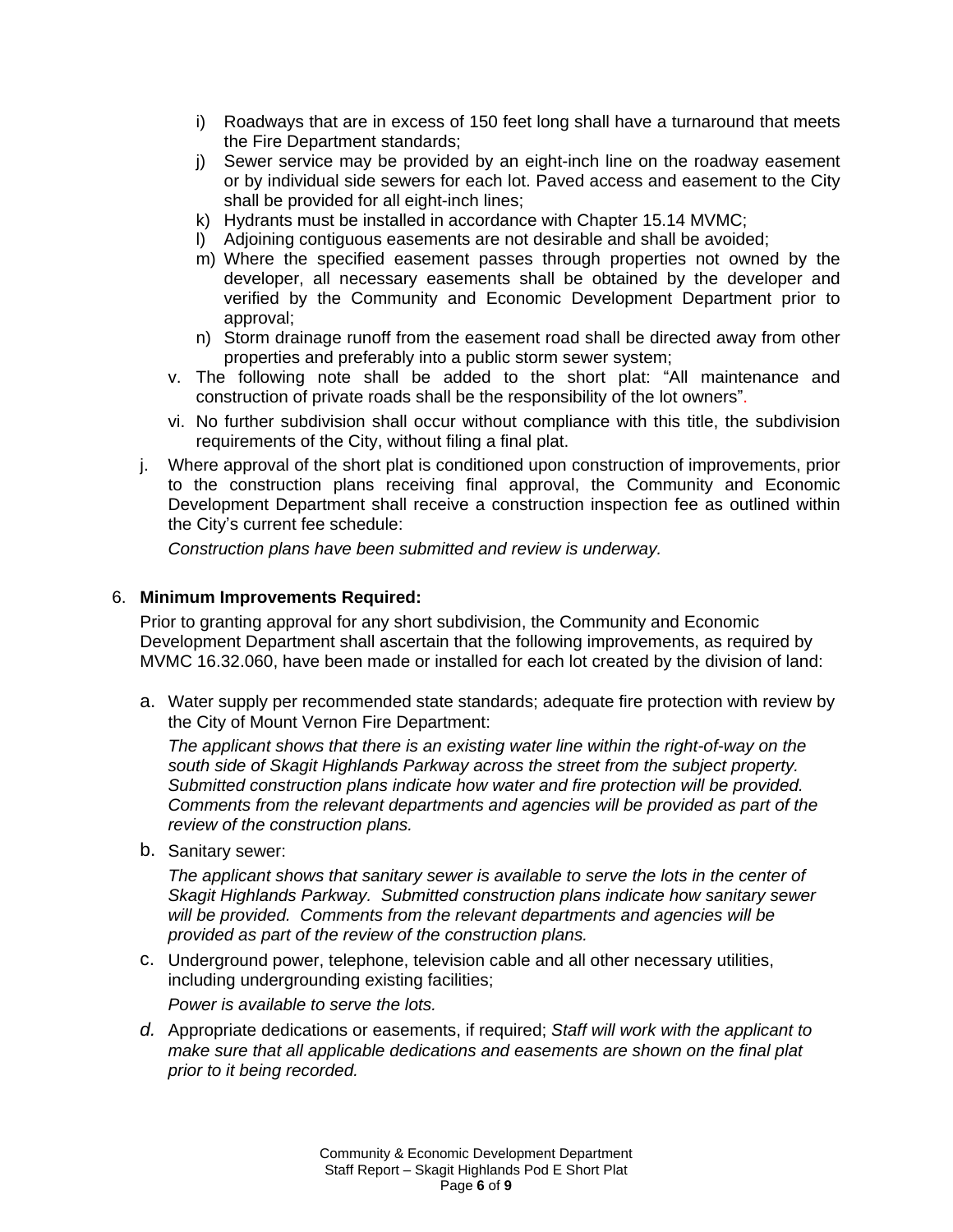i) Roadways that are in excess of 150 feet long shall have a turnaround that meets the Fire Department standards;
j) Sewer service may be provided by an eight-inch line on the roadway easement or by individual side sewers for each lot. Paved access and easement to the City shall be provided for all eight-inch lines;
k) Hydrants must be installed in accordance with Chapter 15.14 MVMC;
l) Adjoining contiguous easements are not desirable and shall be avoided;
m) Where the specified easement passes through properties not owned by the developer, all necessary easements shall be obtained by the developer and verified by the Community and Economic Development Department prior to approval;
n) Storm drainage runoff from the easement road shall be directed away from other properties and preferably into a public storm sewer system;

v. The following note shall be added to the short plat: "All maintenance and construction of private roads shall be the responsibility of the lot owners".

vi. No further subdivision shall occur without compliance with this title, the subdivision requirements of the City, without filing a final plat.

j. Where approval of the short plat is conditioned upon construction of improvements, prior to the construction plans receiving final approval, the Community and Economic Development Department shall receive a construction inspection fee as outlined within the City's current fee schedule:

*Construction plans have been submitted and review is underway.*

6. **Minimum Improvements Required:**

Prior to granting approval for any short subdivision, the Community and Economic Development Department shall ascertain that the following improvements, as required by MVMC 16.32.060, have been made or installed for each lot created by the division of land:

a. Water supply per recommended state standards; adequate fire protection with review by the City of Mount Vernon Fire Department:

*The applicant shows that there is an existing water line within the right-of-way on the south side of Skagit Highlands Parkway across the street from the subject property. Submitted construction plans indicate how water and fire protection will be provided. Comments from the relevant departments and agencies will be provided as part of the review of the construction plans.*

b. Sanitary sewer:

*The applicant shows that sanitary sewer is available to serve the lots in the center of Skagit Highlands Parkway. Submitted construction plans indicate how sanitary sewer will be provided. Comments from the relevant departments and agencies will be provided as part of the review of the construction plans.*

c. Underground power, telephone, television cable and all other necessary utilities, including undergrounding existing facilities;

*Power is available to serve the lots.*

*d.* Appropriate dedications or easements, if required; *Staff will work with the applicant to make sure that all applicable dedications and easements are shown on the final plat prior to it being recorded.*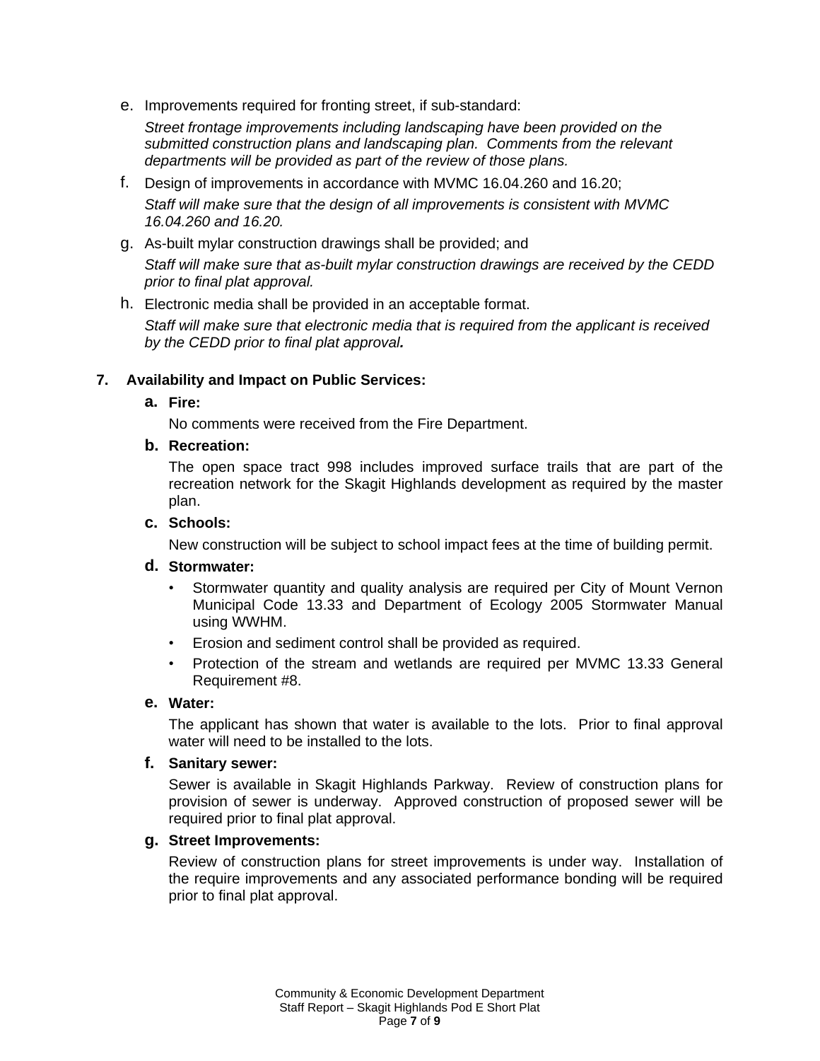e. Improvements required for fronting street, if sub-standard:

   *Street frontage improvements including landscaping have been provided on the submitted construction plans and landscaping plan. Comments from the relevant departments will be provided as part of the review of those plans.*

f. Design of improvements in accordance with MVMC 16.04.260 and 16.20;

   *Staff will make sure that the design of all improvements is consistent with MVMC 16.04.260 and 16.20.*

g. As-built mylar construction drawings shall be provided; and

   *Staff will make sure that as-built mylar construction drawings are received by the CEDD prior to final plat approval.*

h. Electronic media shall be provided in an acceptable format.

   *Staff will make sure that electronic media that is required from the applicant is received by the CEDD prior to final plat approval.*

**7. Availability and Impact on Public Services:**

**a. Fire:**

No comments were received from the Fire Department.

**b. Recreation:**

The open space tract 998 includes improved surface trails that are part of the recreation network for the Skagit Highlands development as required by the master plan.

**c. Schools:**

New construction will be subject to school impact fees at the time of building permit.

**d. Stormwater:**

- Stormwater quantity and quality analysis are required per City of Mount Vernon Municipal Code 13.33 and Department of Ecology 2005 Stormwater Manual using WWHM.
- Erosion and sediment control shall be provided as required.
- Protection of the stream and wetlands are required per MVMC 13.33 General Requirement #8.

**e. Water:**

The applicant has shown that water is available to the lots. Prior to final approval water will need to be installed to the lots.

**f. Sanitary sewer:**

Sewer is available in Skagit Highlands Parkway. Review of construction plans for provision of sewer is underway. Approved construction of proposed sewer will be required prior to final plat approval.

**g. Street Improvements:**

Review of construction plans for street improvements is under way. Installation of the require improvements and any associated performance bonding will be required prior to final plat approval.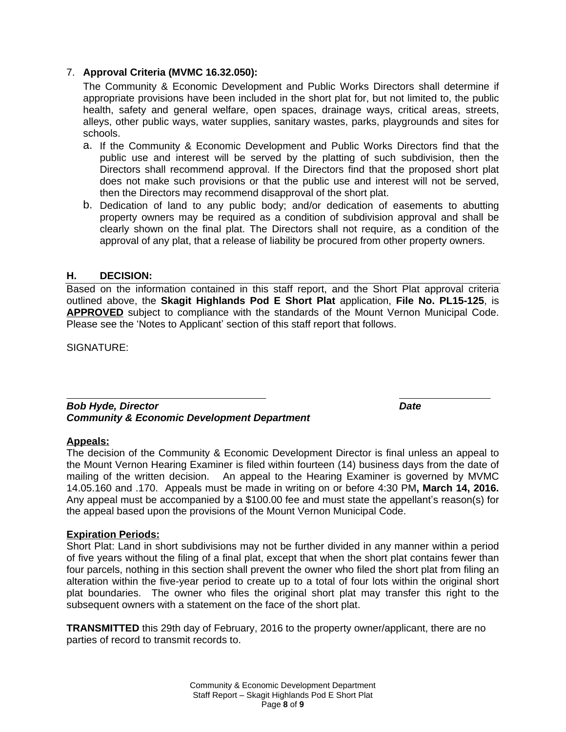7. **Approval Criteria (MVMC 16.32.050):**

   The Community & Economic Development and Public Works Directors shall determine if appropriate provisions have been included in the short plat for, but not limited to, the public health, safety and general welfare, open spaces, drainage ways, critical areas, streets, alleys, other public ways, water supplies, sanitary wastes, parks, playgrounds and sites for schools.

   a. If the Community & Economic Development and Public Works Directors find that the public use and interest will be served by the platting of such subdivision, then the Directors shall recommend approval. If the Directors find that the proposed short plat does not make such provisions or that the public use and interest will not be served, then the Directors may recommend disapproval of the short plat.

   b. Dedication of land to any public body; and/or dedication of easements to abutting property owners may be required as a condition of subdivision approval and shall be clearly shown on the final plat. The Directors shall not require, as a condition of the approval of any plat, that a release of liability be procured from other property owners.

## H. DECISION:

Based on the information contained in this staff report, and the Short Plat approval criteria outlined above, the **Skagit Highlands Pod E Short Plat** application, **File No. PL15-125**, is **APPROVED** subject to compliance with the standards of the Mount Vernon Municipal Code. Please see the 'Notes to Applicant' section of this staff report that follows.

SIGNATURE:

______________________________  ______________

***Bob Hyde, Director*** ***Date***
***Community & Economic Development Department***

**Appeals:**

The decision of the Community & Economic Development Director is final unless an appeal to the Mount Vernon Hearing Examiner is filed within fourteen (14) business days from the date of mailing of the written decision. An appeal to the Hearing Examiner is governed by MVMC 14.05.160 and .170. Appeals must be made in writing on or before 4:30 PM**, March 14, 2016.** Any appeal must be accompanied by a $100.00 fee and must state the appellant's reason(s) for the appeal based upon the provisions of the Mount Vernon Municipal Code.

**Expiration Periods:**

Short Plat: Land in short subdivisions may not be further divided in any manner within a period of five years without the filing of a final plat, except that when the short plat contains fewer than four parcels, nothing in this section shall prevent the owner who filed the short plat from filing an alteration within the five-year period to create up to a total of four lots within the original short plat boundaries. The owner who files the original short plat may transfer this right to the subsequent owners with a statement on the face of the short plat.

**TRANSMITTED** this 29th day of February, 2016 to the property owner/applicant, there are no parties of record to transmit records to.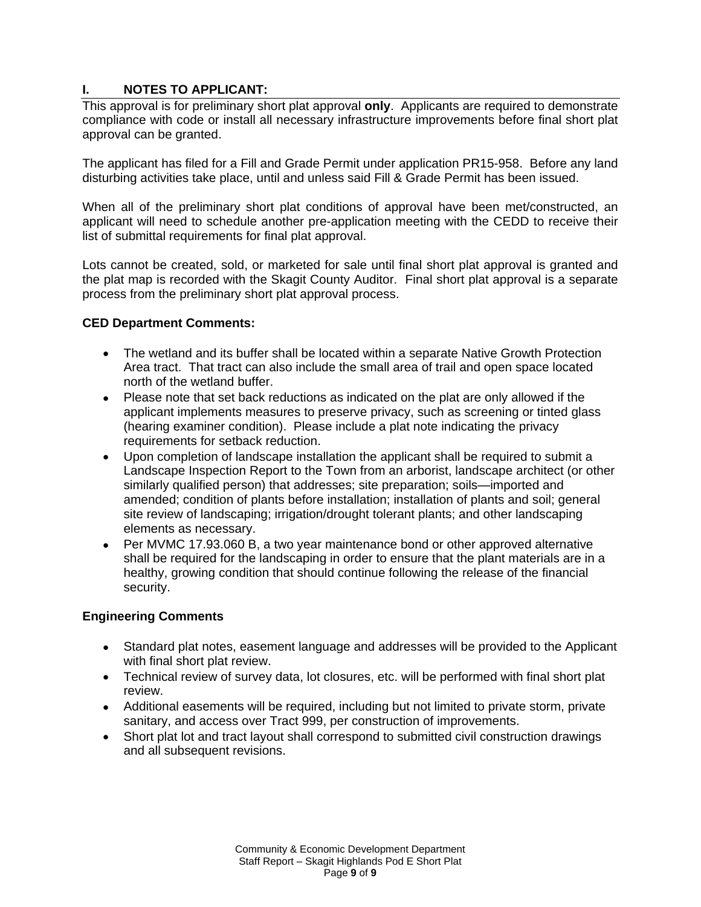## I. NOTES TO APPLICANT:

This approval is for preliminary short plat approval **only**. Applicants are required to demonstrate compliance with code or install all necessary infrastructure improvements before final short plat approval can be granted.

The applicant has filed for a Fill and Grade Permit under application PR15-958. Before any land disturbing activities take place, until and unless said Fill & Grade Permit has been issued.

When all of the preliminary short plat conditions of approval have been met/constructed, an applicant will need to schedule another pre-application meeting with the CEDD to receive their list of submittal requirements for final plat approval.

Lots cannot be created, sold, or marketed for sale until final short plat approval is granted and the plat map is recorded with the Skagit County Auditor. Final short plat approval is a separate process from the preliminary short plat approval process.

**CED Department Comments:**

- The wetland and its buffer shall be located within a separate Native Growth Protection Area tract. That tract can also include the small area of trail and open space located north of the wetland buffer.
- Please note that set back reductions as indicated on the plat are only allowed if the applicant implements measures to preserve privacy, such as screening or tinted glass (hearing examiner condition). Please include a plat note indicating the privacy requirements for setback reduction.
- Upon completion of landscape installation the applicant shall be required to submit a Landscape Inspection Report to the Town from an arborist, landscape architect (or other similarly qualified person) that addresses; site preparation; soils—imported and amended; condition of plants before installation; installation of plants and soil; general site review of landscaping; irrigation/drought tolerant plants; and other landscaping elements as necessary.
- Per MVMC 17.93.060 B, a two year maintenance bond or other approved alternative shall be required for the landscaping in order to ensure that the plant materials are in a healthy, growing condition that should continue following the release of the financial security.

**Engineering Comments**

- Standard plat notes, easement language and addresses will be provided to the Applicant with final short plat review.
- Technical review of survey data, lot closures, etc. will be performed with final short plat review.
- Additional easements will be required, including but not limited to private storm, private sanitary, and access over Tract 999, per construction of improvements.
- Short plat lot and tract layout shall correspond to submitted civil construction drawings and all subsequent revisions.